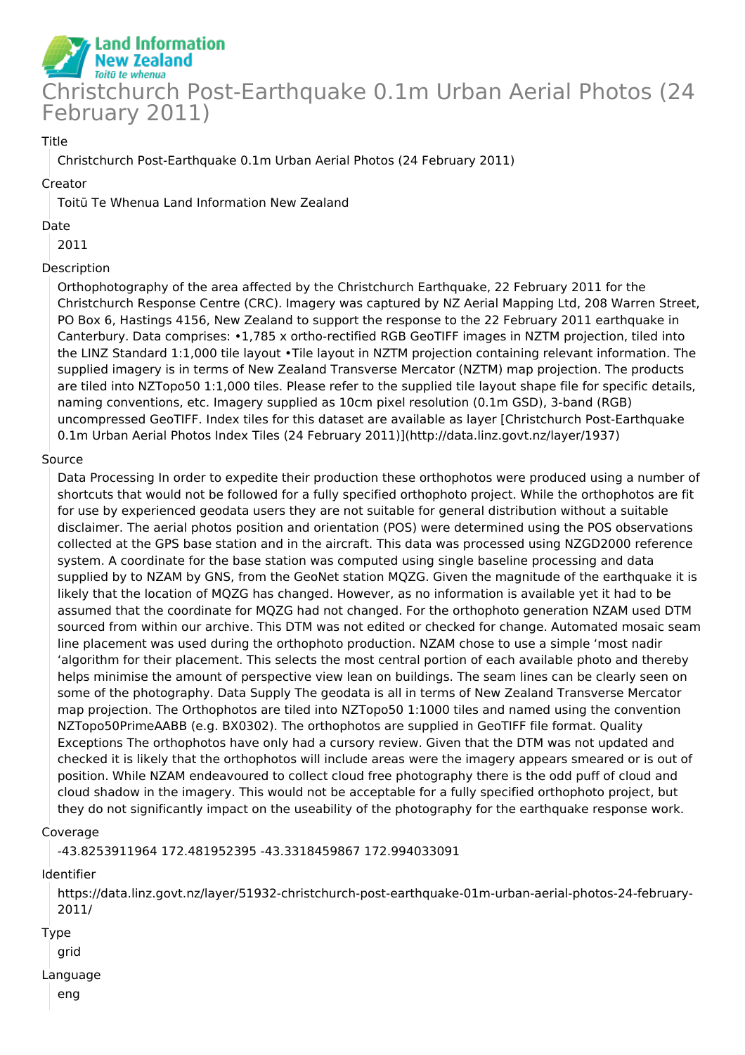# Christchurch Post-Earthquake 0.1m Urban Aerial Photos (24 February 2011)

Title

Christchurch Post-Earthquake 0.1m Urban Aerial Photos (24 February 2011)

Creator

Toitū Te Whenua Land Information New Zealand

Date

2011

Description

Orthophotography of the area affected by the Christchurch Earthquake, 22 February 2011 for the Christchurch Response Centre (CRC). Imagery was captured by NZ Aerial Mapping Ltd, 208 Warren Street, PO Box 6, Hastings 4156, New Zealand to support the response to the 22 February 2011 earthquake in Canterbury. Data comprises: •1,785 x ortho-rectified RGB GeoTIFF images in NZTM projection, tiled into the LINZ Standard 1:1,000 tile layout •Tile layout in NZTM projection containing relevant information. The supplied imagery is in terms of New Zealand Transverse Mercator (NZTM) map projection. The products are tiled into NZTopo50 1:1,000 tiles. Please refer to the supplied tile layout shape file for specific details, naming conventions, etc. Imagery supplied as 10cm pixel resolution (0.1m GSD), 3-band (RGB) uncompressed GeoTIFF. Index tiles for this dataset are available as layer [Christchurch Post-Earthquake 0.1m Urban Aerial Photos Index Tiles (24 February 2011)](http://data.linz.govt.nz/layer/1937)

Source

Data Processing In order to expedite their production these orthophotos were produced using a number of shortcuts that would not be followed for a fully specified orthophoto project. While the orthophotos are fit for use by experienced geodata users they are not suitable for general distribution without a suitable disclaimer. The aerial photos position and orientation (POS) were determined using the POS observations collected at the GPS base station and in the aircraft. This data was processed using NZGD2000 reference system. A coordinate for the base station was computed using single baseline processing and data supplied by to NZAM by GNS, from the GeoNet station MQZG. Given the magnitude of the earthquake it is likely that the location of MQZG has changed. However, as no information is available yet it had to be assumed that the coordinate for MQZG had not changed. For the orthophoto generation NZAM used DTM sourced from within our archive. This DTM was not edited or checked for change. Automated mosaic seam line placement was used during the orthophoto production. NZAM chose to use a simple 'most nadir 'algorithm for their placement. This selects the most central portion of each available photo and thereby helps minimise the amount of perspective view lean on buildings. The seam lines can be clearly seen on some of the photography. Data Supply The geodata is all in terms of New Zealand Transverse Mercator map projection. The Orthophotos are tiled into NZTopo50 1:1000 tiles and named using the convention NZTopo50PrimeAABB (e.g. BX0302). The orthophotos are supplied in GeoTIFF file format. Quality Exceptions The orthophotos have only had a cursory review. Given that the DTM was not updated and checked it is likely that the orthophotos will include areas were the imagery appears smeared or is out of position. While NZAM endeavoured to collect cloud free photography there is the odd puff of cloud and cloud shadow in the imagery. This would not be acceptable for a fully specified orthophoto project, but they do not significantly impact on the useability of the photography for the earthquake response work.

Coverage

-43.8253911964 172.481952395 -43.3318459867 172.994033091

Identifier

https://data.linz.govt.nz/layer/51932-christchurch-post-earthquake-01m-urban-aerial-photos-24-february-2011/

Type

grid

Language

eng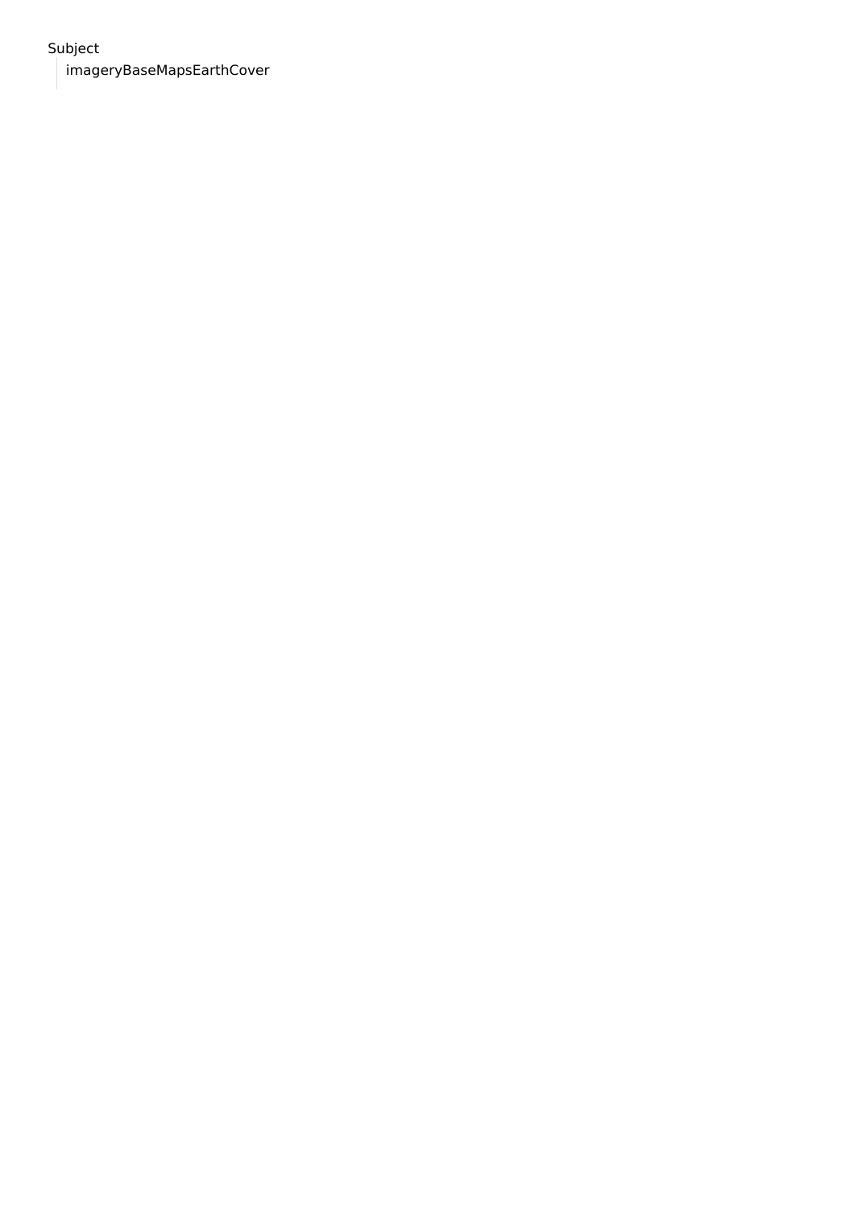Subject

imageryBaseMapsEarthCover